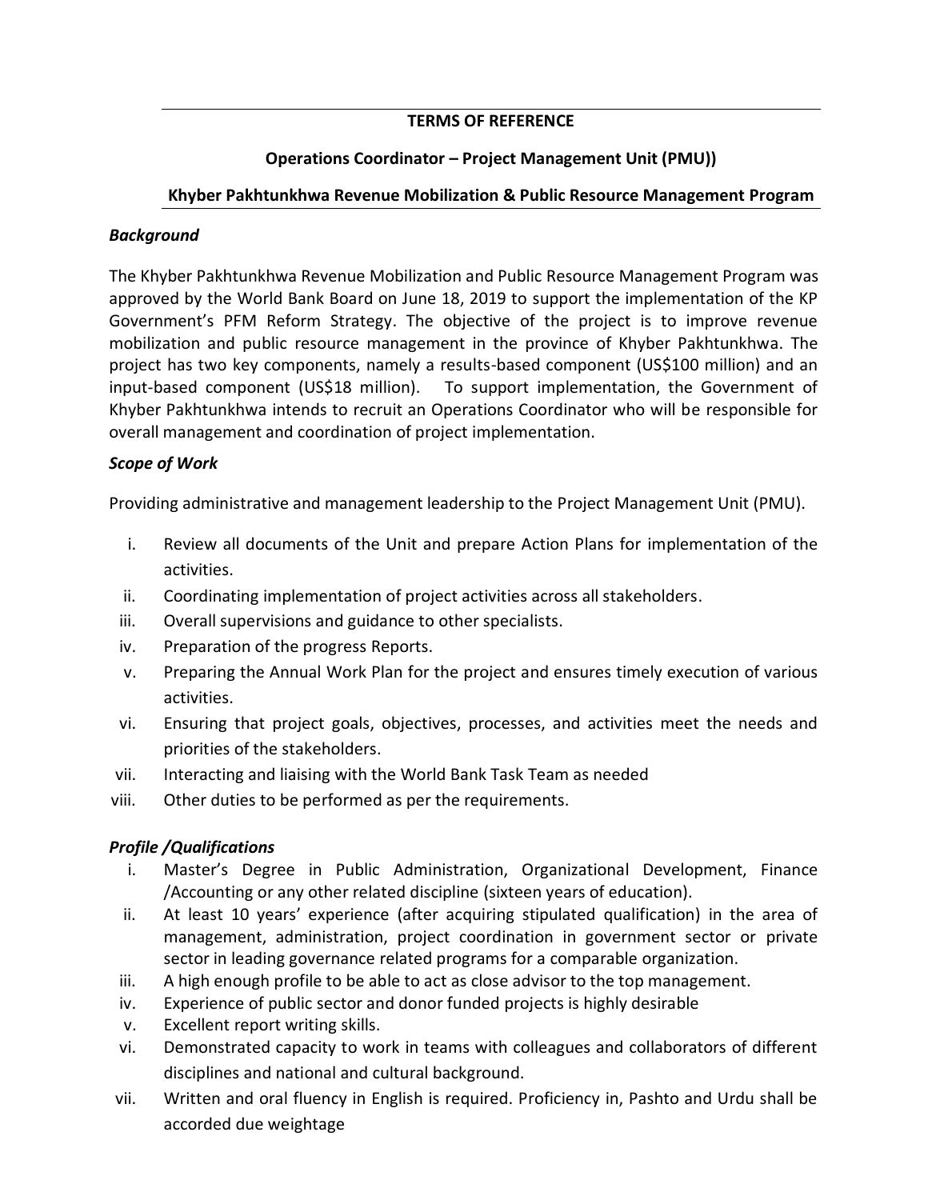**TERMS OF REFERENCE**

**Operations Coordinator – Project Management Unit (PMU))**

**Khyber Pakhtunkhwa Revenue Mobilization & Public Resource Management Program**

***Background***

The Khyber Pakhtunkhwa Revenue Mobilization and Public Resource Management Program was approved by the World Bank Board on June 18, 2019 to support the implementation of the KP Government's PFM Reform Strategy. The objective of the project is to improve revenue mobilization and public resource management in the province of Khyber Pakhtunkhwa. The project has two key components, namely a results-based component (US$100 million) and an input-based component (US$18 million). To support implementation, the Government of Khyber Pakhtunkhwa intends to recruit an Operations Coordinator who will be responsible for overall management and coordination of project implementation.

***Scope of Work***

Providing administrative and management leadership to the Project Management Unit (PMU).

i. Review all documents of the Unit and prepare Action Plans for implementation of the activities.
ii. Coordinating implementation of project activities across all stakeholders.
iii. Overall supervisions and guidance to other specialists.
iv. Preparation of the progress Reports.
v. Preparing the Annual Work Plan for the project and ensures timely execution of various activities.
vi. Ensuring that project goals, objectives, processes, and activities meet the needs and priorities of the stakeholders.
vii. Interacting and liaising with the World Bank Task Team as needed
viii. Other duties to be performed as per the requirements.

***Profile /Qualifications***

i. Master's Degree in Public Administration, Organizational Development, Finance /Accounting or any other related discipline (sixteen years of education).
ii. At least 10 years' experience (after acquiring stipulated qualification) in the area of management, administration, project coordination in government sector or private sector in leading governance related programs for a comparable organization.
iii. A high enough profile to be able to act as close advisor to the top management.
iv. Experience of public sector and donor funded projects is highly desirable
v. Excellent report writing skills.
vi. Demonstrated capacity to work in teams with colleagues and collaborators of different disciplines and national and cultural background.
vii. Written and oral fluency in English is required. Proficiency in, Pashto and Urdu shall be accorded due weightage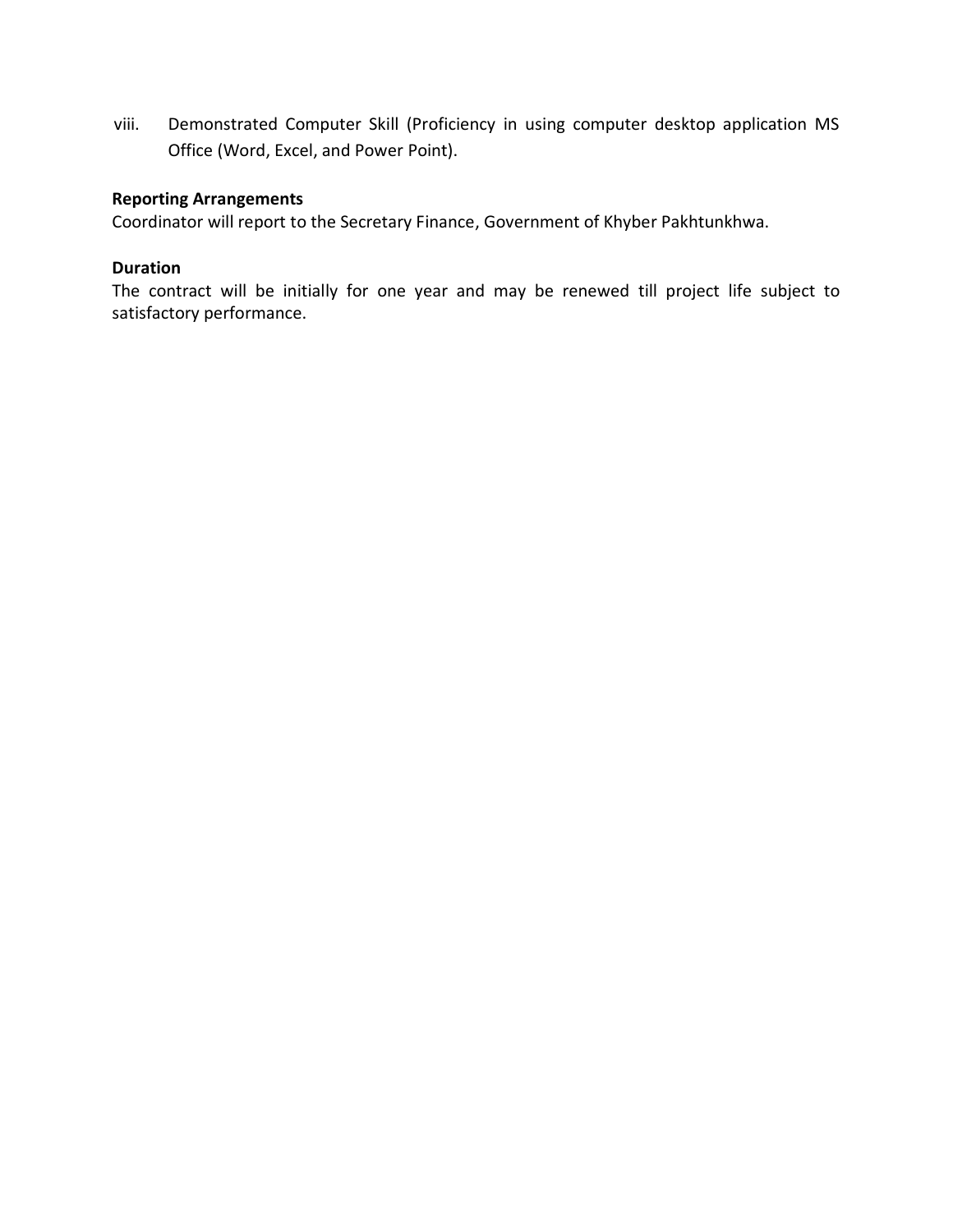viii. Demonstrated Computer Skill (Proficiency in using computer desktop application MS Office (Word, Excel, and Power Point).

**Reporting Arrangements**
Coordinator will report to the Secretary Finance, Government of Khyber Pakhtunkhwa.

**Duration**
The contract will be initially for one year and may be renewed till project life subject to satisfactory performance.